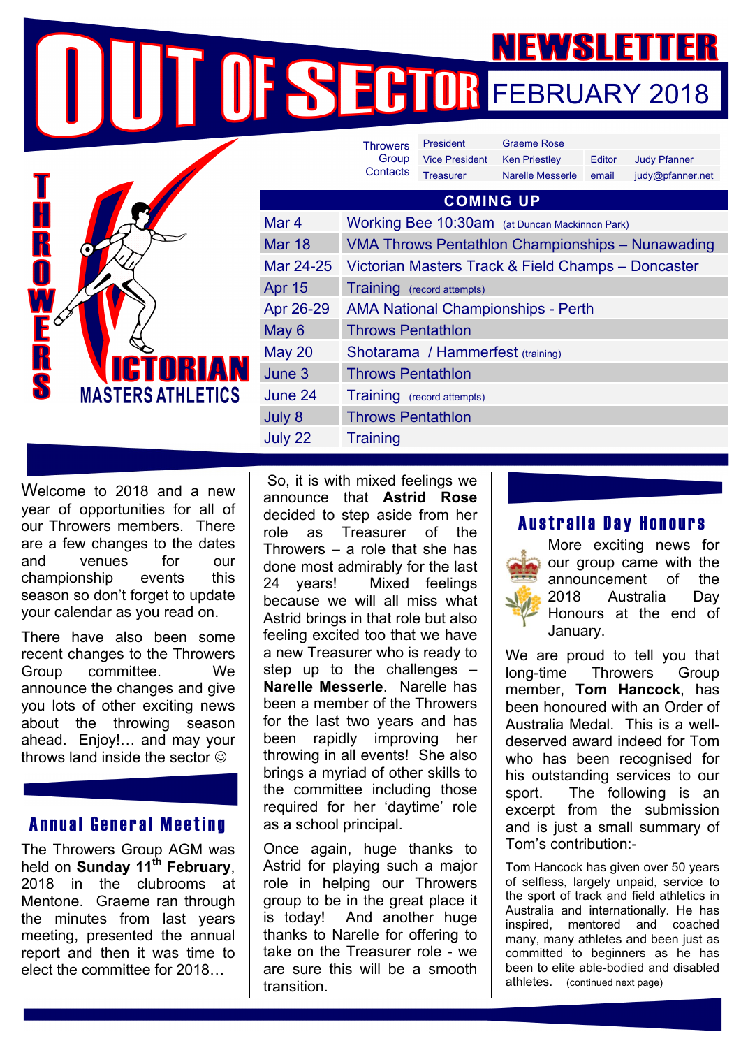# OUT OF SECTOR NEWSLETTER FEBRUARY 2018

THROWERS VICTORIAN MASTERS ATHLETICS

| Throwers Group Contacts | | | | |
|---|---|---|---|---|
| President | Graeme Rose | | | |
| Vice President | Ken Priestley | Editor | Judy Pfanner |
| Treasurer | Narelle Messerle | email | judy@pfanner.net |

## COMING UP

| | |
|---|---|
| Mar 4 | Working Bee 10:30am (at Duncan Mackinnon Park) |
| Mar 18 | VMA Throws Pentathlon Championships – Nunawading |
| Mar 24-25 | Victorian Masters Track & Field Champs – Doncaster |
| Apr 15 | Training (record attempts) |
| Apr 26-29 | AMA National Championships - Perth |
| May 6 | Throws Pentathlon |
| May 20 | Shotarama / Hammerfest (training) |
| June 3 | Throws Pentathlon |
| June 24 | Training (record attempts) |
| July 8 | Throws Pentathlon |
| July 22 | Training |

Welcome to 2018 and a new year of opportunities for all of our Throwers members. There are a few changes to the dates and venues for our championship events this season so don't forget to update your calendar as you read on.

There have also been some recent changes to the Throwers Group committee. We announce the changes and give you lots of other exciting news about the throwing season ahead. Enjoy!… and may your throws land inside the sector ☺

## Annual General Meeting

The Throwers Group AGM was held on **Sunday 11th February**, 2018 in the clubrooms at Mentone. Graeme ran through the minutes from last years meeting, presented the annual report and then it was time to elect the committee for 2018…

So, it is with mixed feelings we announce that **Astrid Rose** decided to step aside from her role as Treasurer of the Throwers – a role that she has done most admirably for the last 24 years! Mixed feelings because we will all miss what Astrid brings in that role but also feeling excited too that we have a new Treasurer who is ready to step up to the challenges – **Narelle Messerle**. Narelle has been a member of the Throwers for the last two years and has been rapidly improving her throwing in all events! She also brings a myriad of other skills to the committee including those required for her 'daytime' role as a school principal.

Once again, huge thanks to Astrid for playing such a major role in helping our Throwers group to be in the great place it is today! And another huge thanks to Narelle for offering to take on the Treasurer role - we are sure this will be a smooth transition.

## Australia Day Honours

More exciting news for our group came with the announcement of the 2018 Australia Day Honours at the end of January.

We are proud to tell you that long-time Throwers Group member, **Tom Hancock**, has been honoured with an Order of Australia Medal. This is a well-deserved award indeed for Tom who has been recognised for his outstanding services to our sport. The following is an excerpt from the submission and is just a small summary of Tom's contribution:-

Tom Hancock has given over 50 years of selfless, largely unpaid, service to the sport of track and field athletics in Australia and internationally. He has inspired, mentored and coached many, many athletes and been just as committed to beginners as he has been to elite able-bodied and disabled athletes. (continued next page)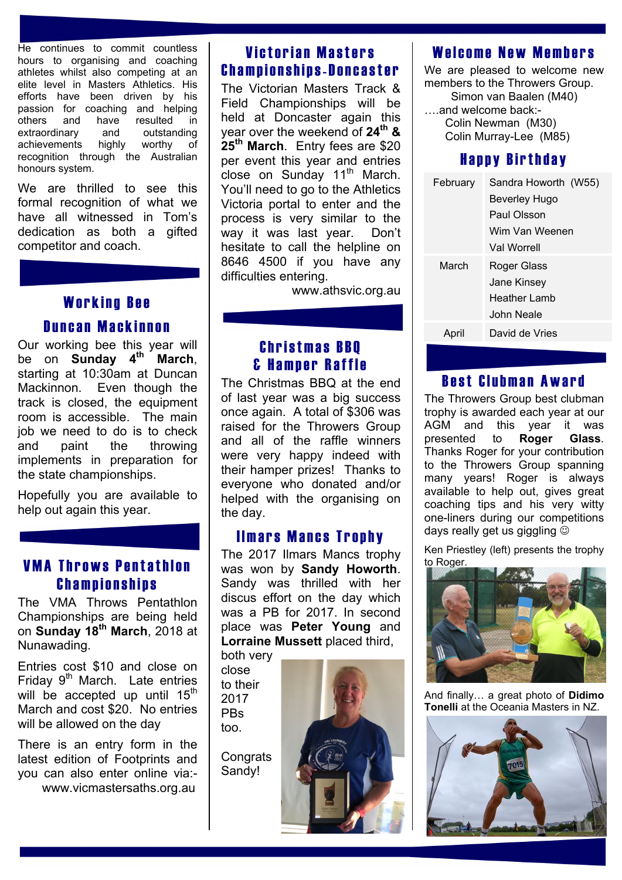He continues to commit countless hours to organising and coaching athletes whilst also competing at an elite level in Masters Athletics. His efforts have been driven by his passion for coaching and helping others and have resulted in extraordinary and outstanding achievements highly worthy of recognition through the Australian honours system.

We are thrilled to see this formal recognition of what we have all witnessed in Tom's dedication as both a gifted competitor and coach.

## Working Bee Duncan Mackinnon

Our working bee this year will be on **Sunday 4th March**, starting at 10:30am at Duncan Mackinnon. Even though the track is closed, the equipment room is accessible. The main job we need to do is to check and paint the throwing implements in preparation for the state championships.

Hopefully you are available to help out again this year.

## VMA Throws Pentathlon Championships

The VMA Throws Pentathlon Championships are being held on **Sunday 18th March**, 2018 at Nunawading.

Entries cost $10 and close on Friday 9th March. Late entries will be accepted up until 15th March and cost $20. No entries will be allowed on the day

There is an entry form in the latest edition of Footprints and you can also enter online via:- www.vicmastersaths.org.au

## Victorian Masters Championships-Doncaster

The Victorian Masters Track & Field Championships will be held at Doncaster again this year over the weekend of **24th & 25th March**. Entry fees are $20 per event this year and entries close on Sunday 11th March. You'll need to go to the Athletics Victoria portal to enter and the process is very similar to the way it was last year. Don't hesitate to call the helpline on 8646 4500 if you have any difficulties entering.

www.athsvic.org.au

## Christmas BBQ & Hamper Raffle

The Christmas BBQ at the end of last year was a big success once again. A total of $306 was raised for the Throwers Group and all of the raffle winners were very happy indeed with their hamper prizes! Thanks to everyone who donated and/or helped with the organising on the day.

## Ilmars Mancs Trophy

The 2017 Ilmars Mancs trophy was won by **Sandy Howorth**. Sandy was thrilled with her discus effort on the day which was a PB for 2017. In second place was **Peter Young** and **Lorraine Mussett** placed third, both very close to their 2017 PBs too.

Congrats Sandy!

## Welcome New Members

We are pleased to welcome new members to the Throwers Group.

Simon van Baalen (M40)

….and welcome back:-

Colin Newman (M30)

Colin Murray-Lee (M85)

## Happy Birthday

| | |
|---|---|
| February | Sandra Howorth (W55)<br>Beverley Hugo<br>Paul Olsson<br>Wim Van Weenen<br>Val Worrell |
| March | Roger Glass<br>Jane Kinsey<br>Heather Lamb<br>John Neale |
| April | David de Vries |

## Best Clubman Award

The Throwers Group best clubman trophy is awarded each year at our AGM and this year it was presented to **Roger Glass**. Thanks Roger for your contribution to the Throwers Group spanning many years! Roger is always available to help out, gives great coaching tips and his very witty one-liners during our competitions days really get us giggling ☺

Ken Priestley (left) presents the trophy to Roger.

And finally… a great photo of **Didimo Tonelli** at the Oceania Masters in NZ.